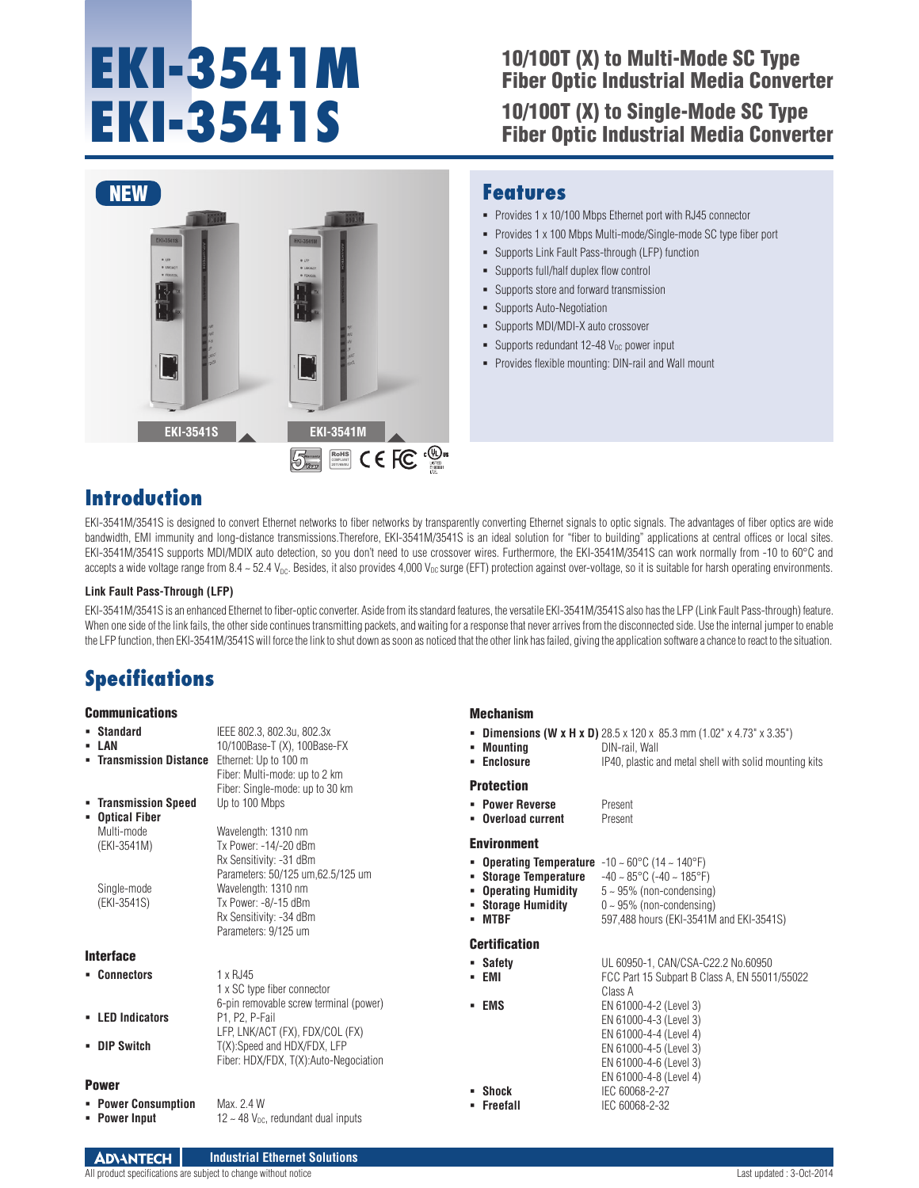# EKI-3541M
# EKI-3541S

## 10/100T (X) to Multi-Mode SC Type Fiber Optic Industrial Media Converter

## 10/100T (X) to Single-Mode SC Type Fiber Optic Industrial Media Converter

NEW

EKI-3541S EKI-3541M

## Features

- Provides 1 x 10/100 Mbps Ethernet port with RJ45 connector
- Provides 1 x 100 Mbps Multi-mode/Single-mode SC type fiber port
- Supports Link Fault Pass-through (LFP) function
- Supports full/half duplex flow control
- Supports store and forward transmission
- Supports Auto-Negotiation
- Supports MDI/MDI-X auto crossover
- Supports redundant 12-48 $V_{DC}$ power input
- Provides flexible mounting: DIN-rail and Wall mount

## Introduction

EKI-3541M/3541S is designed to convert Ethernet networks to fiber networks by transparently converting Ethernet signals to optic signals. The advantages of fiber optics are wide bandwidth, EMI immunity and long-distance transmissions.Therefore, EKI-3541M/3541S is an ideal solution for "fiber to building" applications at central offices or local sites. EKI-3541M/3541S supports MDI/MDIX auto detection, so you don't need to use crossover wires. Furthermore, the EKI-3541M/3541S can work normally from -10 to 60°C and accepts a wide voltage range from 8.4 ~ 52.4 $V_{DC}$. Besides, it also provides 4,000 $V_{DC}$ surge (EFT) protection against over-voltage, so it is suitable for harsh operating environments.

### Link Fault Pass-Through (LFP)

EKI-3541M/3541S is an enhanced Ethernet to fiber-optic converter. Aside from its standard features, the versatile EKI-3541M/3541S also has the LFP (Link Fault Pass-through) feature. When one side of the link fails, the other side continues transmitting packets, and waiting for a response that never arrives from the disconnected side. Use the internal jumper to enable the LFP function, then EKI-3541M/3541S will force the link to shut down as soon as noticed that the other link has failed, giving the application software a chance to react to the situation.

## Specifications

### Communications

- **Standard**: IEEE 802.3, 802.3u, 802.3x
- **LAN**: 10/100Base-T (X), 100Base-FX
- **Transmission Distance**: Ethernet: Up to 100 m
  Fiber: Multi-mode: up to 2 km
  Fiber: Single-mode: up to 30 km
- **Transmission Speed**: Up to 100 Mbps
- **Optical Fiber**
  - Multi-mode (EKI-3541M): Wavelength: 1310 nm
    Tx Power: -14/-20 dBm
    Rx Sensitivity: -31 dBm
    Parameters: 50/125 um,62.5/125 um
  - Single-mode (EKI-3541S): Wavelength: 1310 nm
    Tx Power: -8/-15 dBm
    Rx Sensitivity: -34 dBm
    Parameters: 9/125 um

### Interface

- **Connectors**: 1 x RJ45
  1 x SC type fiber connector
  6-pin removable screw terminal (power)
- **LED Indicators**: P1, P2, P-Fail
  LFP, LNK/ACT (FX), FDX/COL (FX)
- **DIP Switch**: T(X):Speed and HDX/FDX, LFP
  Fiber: HDX/FDX, T(X):Auto-Negociation

### Power

- **Power Consumption**: Max. 2.4 W
- **Power Input**: 12 ~ 48 $V_{DC}$, redundant dual inputs

### Mechanism

- **Dimensions (W x H x D)**: 28.5 x 120 x 85.3 mm (1.02" x 4.73" x 3.35")
- **Mounting**: DIN-rail, Wall
- **Enclosure**: IP40, plastic and metal shell with solid mounting kits

### Protection

- **Power Reverse**: Present
- **Overload current**: Present

### Environment

- **Operating Temperature**: -10 ~ 60°C (14 ~ 140°F)
- **Storage Temperature**: -40 ~ 85°C (-40 ~ 185°F)
- **Operating Humidity**: 5 ~ 95% (non-condensing)
- **Storage Humidity**: 0 ~ 95% (non-condensing)
- **MTBF**: 597,488 hours (EKI-3541M and EKI-3541S)

### Certification

- **Safety**: UL 60950-1, CAN/CSA-C22.2 No.60950
- **EMI**: FCC Part 15 Subpart B Class A, EN 55011/55022 Class A
- **EMS**: EN 61000-4-2 (Level 3)
  EN 61000-4-3 (Level 3)
  EN 61000-4-4 (Level 4)
  EN 61000-4-5 (Level 3)
  EN 61000-4-6 (Level 3)
  EN 61000-4-8 (Level 4)
- **Shock**: IEC 60068-2-27
- **Freefall**: IEC 60068-2-32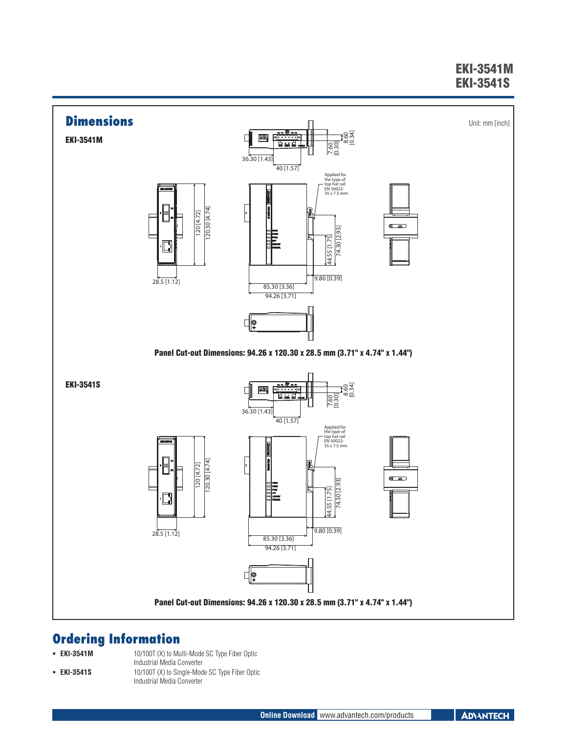# EKI-3541M
# EKI-3541S

## Dimensions

Unit: mm [inch]

### EKI-3541M

36.30 [1.43]
40 [1.57]
7.60 [0.30]
8.60 [0.34]
Applied for the type of top hat rail EN 50022-35 x 7.5 mm
120 [4.72]
120.30 [4.74]
44.55 [1.75]
74.30 [2.93]
9.80 [0.39]
28.5 [1.12]
85.30 [3.36]
94.26 [3.71]

**Panel Cut-out Dimensions: 94.26 x 120.30 x 28.5 mm (3.71" x 4.74" x 1.44")**

### EKI-3541S

36.30 [1.43]
40 [1.57]
7.60 [0.30]
8.60 [0.34]
Applied for the type of top hat rail EN 50022-35 x 7.5 mm
120 [4.72]
120.30 [4.74]
44.55 [1.75]
74.30 [2.93]
9.80 [0.39]
28.5 [1.12]
85.30 [3.36]
94.26 [3.71]

**Panel Cut-out Dimensions: 94.26 x 120.30 x 28.5 mm (3.71" x 4.74" x 1.44")**

## Ordering Information

- **EKI-3541M** 10/100T (X) to Multi-Mode SC Type Fiber Optic Industrial Media Converter
- **EKI-3541S** 10/100T (X) to Single-Mode SC Type Fiber Optic Industrial Media Converter

**Online Download** www.advantech.com/products